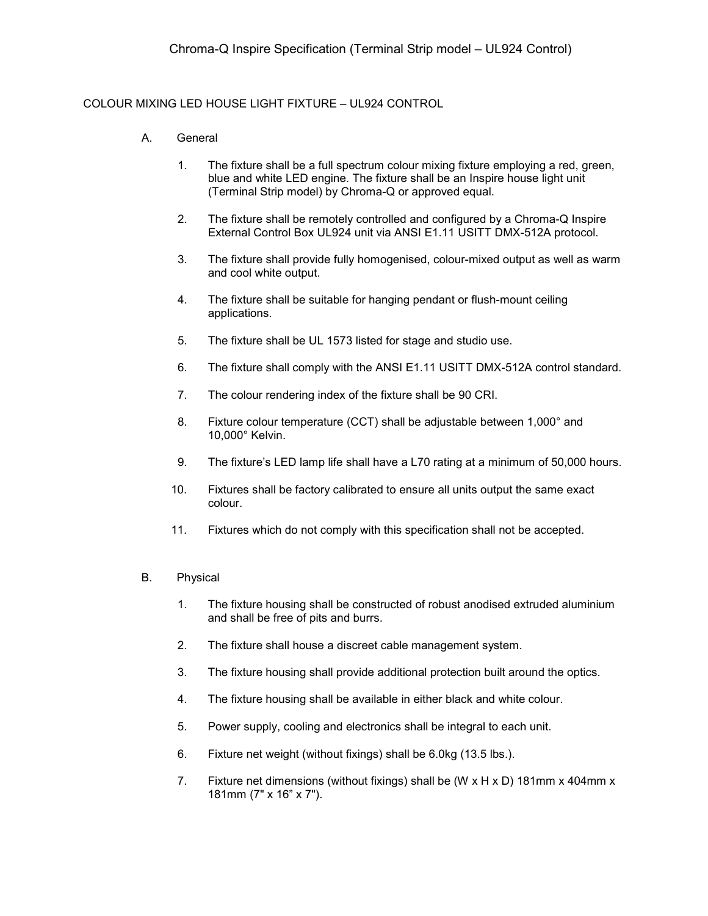# Chroma-Q Inspire Specification (Terminal Strip model – UL924 Control)

## COLOUR MIXING LED HOUSE LIGHT FIXTURE – UL924 CONTROL

### A. General

1. The fixture shall be a full spectrum colour mixing fixture employing a red, green, blue and white LED engine. The fixture shall be an Inspire house light unit (Terminal Strip model) by Chroma-Q or approved equal.
2. The fixture shall be remotely controlled and configured by a Chroma-Q Inspire External Control Box UL924 unit via ANSI E1.11 USITT DMX-512A protocol.
3. The fixture shall provide fully homogenised, colour-mixed output as well as warm and cool white output.
4. The fixture shall be suitable for hanging pendant or flush-mount ceiling applications.
5. The fixture shall be UL 1573 listed for stage and studio use.
6. The fixture shall comply with the ANSI E1.11 USITT DMX-512A control standard.
7. The colour rendering index of the fixture shall be 90 CRI.
8. Fixture colour temperature (CCT) shall be adjustable between 1,000° and 10,000° Kelvin.
9. The fixture's LED lamp life shall have a L70 rating at a minimum of 50,000 hours.
10. Fixtures shall be factory calibrated to ensure all units output the same exact colour.
11. Fixtures which do not comply with this specification shall not be accepted.

### B. Physical

1. The fixture housing shall be constructed of robust anodised extruded aluminium and shall be free of pits and burrs.
2. The fixture shall house a discreet cable management system.
3. The fixture housing shall provide additional protection built around the optics.
4. The fixture housing shall be available in either black and white colour.
5. Power supply, cooling and electronics shall be integral to each unit.
6. Fixture net weight (without fixings) shall be 6.0kg (13.5 lbs.).
7. Fixture net dimensions (without fixings) shall be (W x H x D) 181mm x 404mm x 181mm (7" x 16" x 7").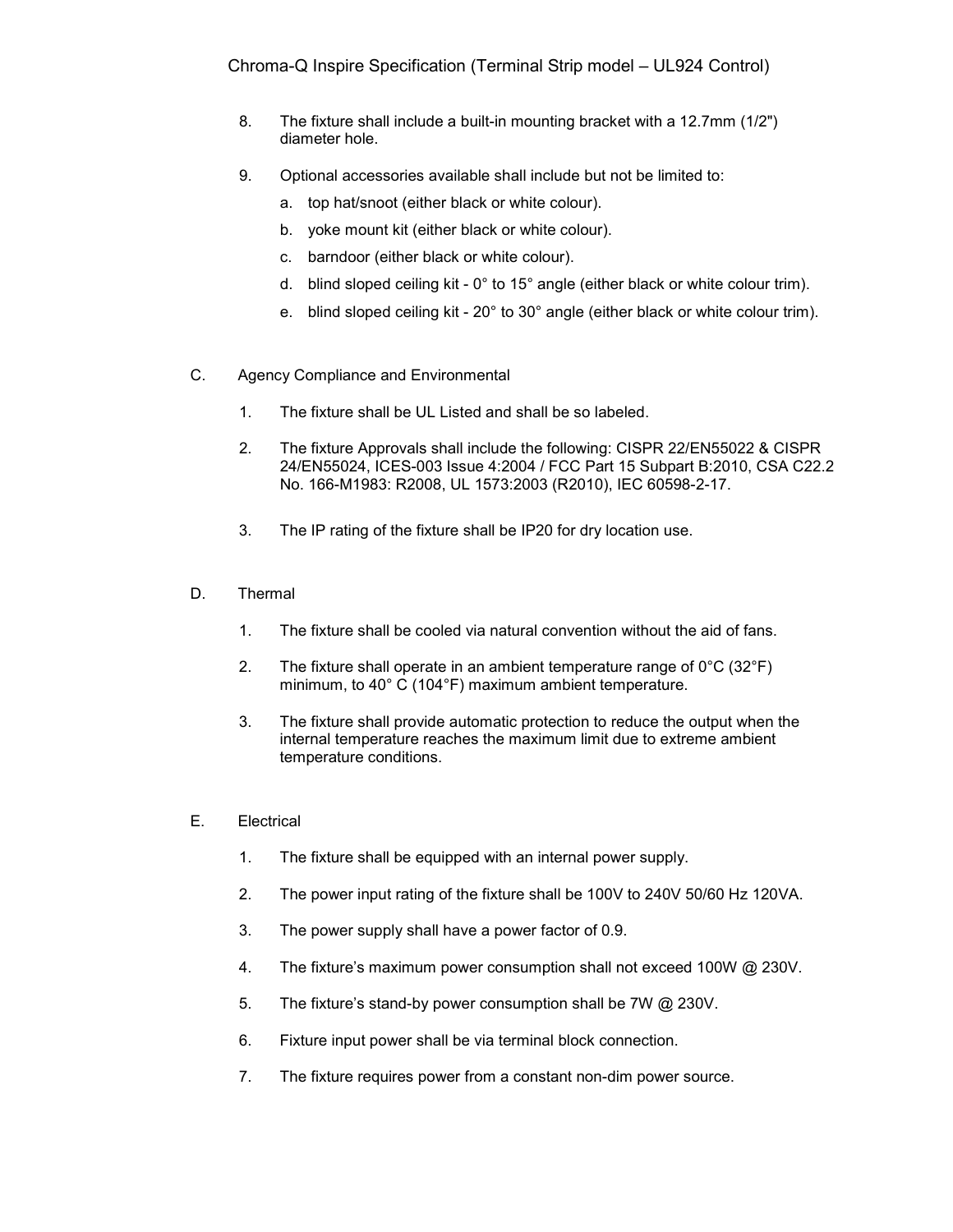8. The fixture shall include a built-in mounting bracket with a 12.7mm (1/2") diameter hole.

9. Optional accessories available shall include but not be limited to:
   a. top hat/snoot (either black or white colour).
   b. yoke mount kit (either black or white colour).
   c. barndoor (either black or white colour).
   d. blind sloped ceiling kit - 0° to 15° angle (either black or white colour trim).
   e. blind sloped ceiling kit - 20° to 30° angle (either black or white colour trim).

C. Agency Compliance and Environmental

1. The fixture shall be UL Listed and shall be so labeled.

2. The fixture Approvals shall include the following: CISPR 22/EN55022 & CISPR 24/EN55024, ICES-003 Issue 4:2004 / FCC Part 15 Subpart B:2010, CSA C22.2 No. 166-M1983: R2008, UL 1573:2003 (R2010), IEC 60598-2-17.

3. The IP rating of the fixture shall be IP20 for dry location use.

D. Thermal

1. The fixture shall be cooled via natural convention without the aid of fans.

2. The fixture shall operate in an ambient temperature range of 0°C (32°F) minimum, to 40° C (104°F) maximum ambient temperature.

3. The fixture shall provide automatic protection to reduce the output when the internal temperature reaches the maximum limit due to extreme ambient temperature conditions.

E. Electrical

1. The fixture shall be equipped with an internal power supply.

2. The power input rating of the fixture shall be 100V to 240V 50/60 Hz 120VA.

3. The power supply shall have a power factor of 0.9.

4. The fixture's maximum power consumption shall not exceed 100W @ 230V.

5. The fixture's stand-by power consumption shall be 7W @ 230V.

6. Fixture input power shall be via terminal block connection.

7. The fixture requires power from a constant non-dim power source.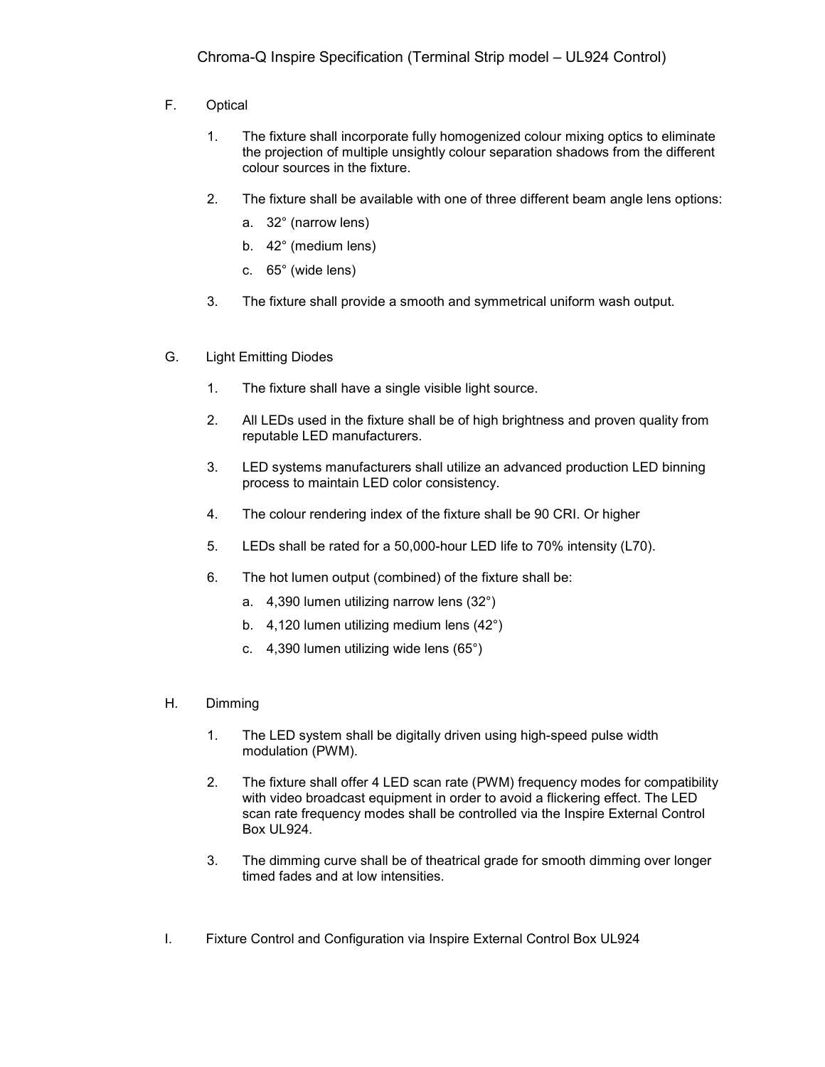F. Optical

1. The fixture shall incorporate fully homogenized colour mixing optics to eliminate the projection of multiple unsightly colour separation shadows from the different colour sources in the fixture.

2. The fixture shall be available with one of three different beam angle lens options:
   a. 32° (narrow lens)
   b. 42° (medium lens)
   c. 65° (wide lens)

3. The fixture shall provide a smooth and symmetrical uniform wash output.

G. Light Emitting Diodes

1. The fixture shall have a single visible light source.

2. All LEDs used in the fixture shall be of high brightness and proven quality from reputable LED manufacturers.

3. LED systems manufacturers shall utilize an advanced production LED binning process to maintain LED color consistency.

4. The colour rendering index of the fixture shall be 90 CRI. Or higher

5. LEDs shall be rated for a 50,000-hour LED life to 70% intensity (L70).

6. The hot lumen output (combined) of the fixture shall be:
   a. 4,390 lumen utilizing narrow lens (32°)
   b. 4,120 lumen utilizing medium lens (42°)
   c. 4,390 lumen utilizing wide lens (65°)

H. Dimming

1. The LED system shall be digitally driven using high-speed pulse width modulation (PWM).

2. The fixture shall offer 4 LED scan rate (PWM) frequency modes for compatibility with video broadcast equipment in order to avoid a flickering effect. The LED scan rate frequency modes shall be controlled via the Inspire External Control Box UL924.

3. The dimming curve shall be of theatrical grade for smooth dimming over longer timed fades and at low intensities.

I. Fixture Control and Configuration via Inspire External Control Box UL924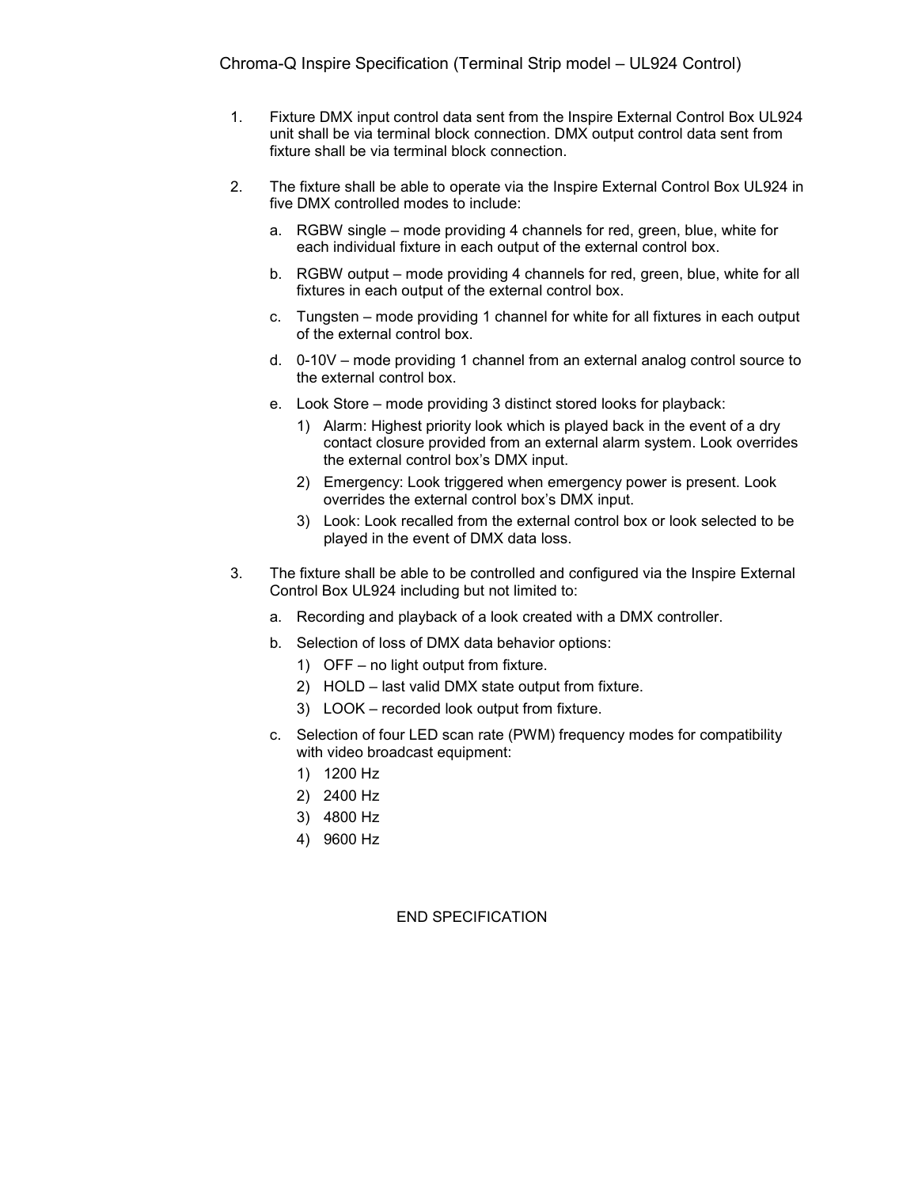Chroma-Q Inspire Specification (Terminal Strip model – UL924 Control)

1. Fixture DMX input control data sent from the Inspire External Control Box UL924 unit shall be via terminal block connection. DMX output control data sent from fixture shall be via terminal block connection.

2. The fixture shall be able to operate via the Inspire External Control Box UL924 in five DMX controlled modes to include:
   a. RGBW single – mode providing 4 channels for red, green, blue, white for each individual fixture in each output of the external control box.
   b. RGBW output – mode providing 4 channels for red, green, blue, white for all fixtures in each output of the external control box.
   c. Tungsten – mode providing 1 channel for white for all fixtures in each output of the external control box.
   d. 0-10V – mode providing 1 channel from an external analog control source to the external control box.
   e. Look Store – mode providing 3 distinct stored looks for playback:
      1) Alarm: Highest priority look which is played back in the event of a dry contact closure provided from an external alarm system. Look overrides the external control box's DMX input.
      2) Emergency: Look triggered when emergency power is present. Look overrides the external control box's DMX input.
      3) Look: Look recalled from the external control box or look selected to be played in the event of DMX data loss.

3. The fixture shall be able to be controlled and configured via the Inspire External Control Box UL924 including but not limited to:
   a. Recording and playback of a look created with a DMX controller.
   b. Selection of loss of DMX data behavior options:
      1) OFF – no light output from fixture.
      2) HOLD – last valid DMX state output from fixture.
      3) LOOK – recorded look output from fixture.
   c. Selection of four LED scan rate (PWM) frequency modes for compatibility with video broadcast equipment:
      1) 1200 Hz
      2) 2400 Hz
      3) 4800 Hz
      4) 9600 Hz

END SPECIFICATION